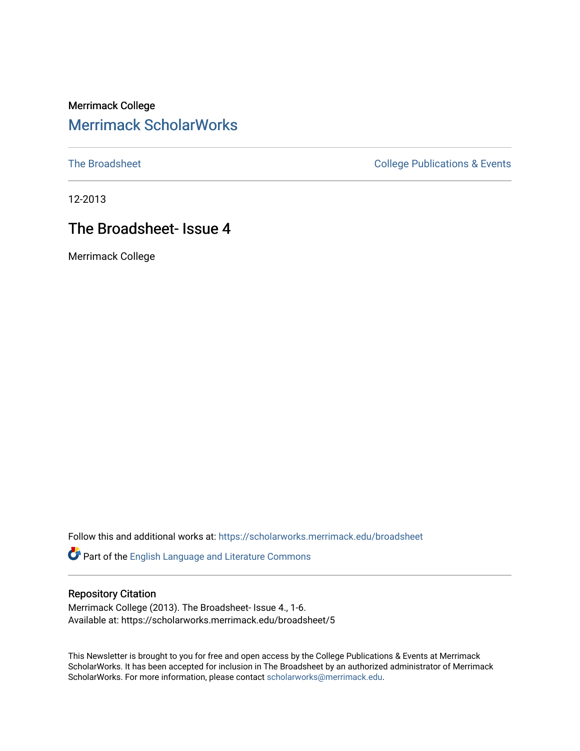Merrimack College

# Merrimack ScholarWorks

The Broadsheet

College Publications & Events

12-2013

## The Broadsheet- Issue 4

Merrimack College

Follow this and additional works at: https://scholarworks.merrimack.edu/broadsheet

Part of the English Language and Literature Commons

### Repository Citation

Merrimack College (2013). The Broadsheet- Issue 4., 1-6.
Available at: https://scholarworks.merrimack.edu/broadsheet/5

This Newsletter is brought to you for free and open access by the College Publications & Events at Merrimack ScholarWorks. It has been accepted for inclusion in The Broadsheet by an authorized administrator of Merrimack ScholarWorks. For more information, please contact scholarworks@merrimack.edu.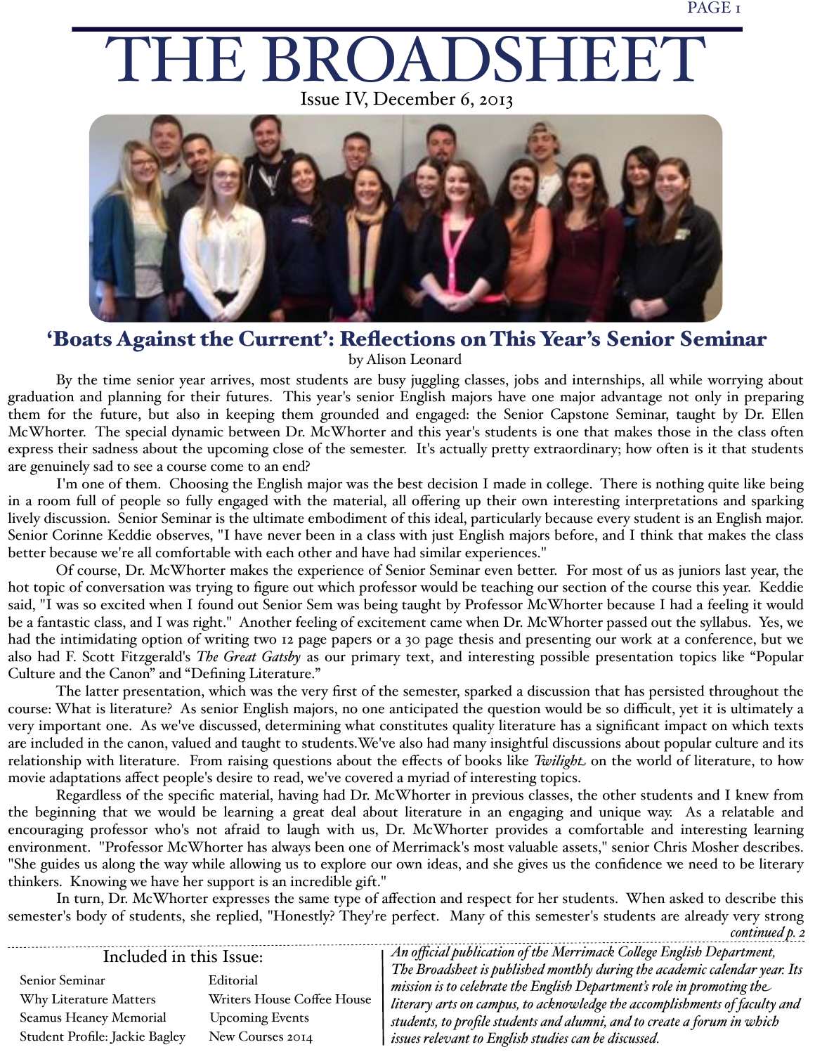# THE BROADSHEET

Issue IV, December 6, 2013

## 'Boats Against the Current': Reflections on This Year's Senior Seminar

by Alison Leonard

By the time senior year arrives, most students are busy juggling classes, jobs and internships, all while worrying about graduation and planning for their futures. This year's senior English majors have one major advantage not only in preparing them for the future, but also in keeping them grounded and engaged: the Senior Capstone Seminar, taught by Dr. Ellen McWhorter. The special dynamic between Dr. McWhorter and this year's students is one that makes those in the class often express their sadness about the upcoming close of the semester. It's actually pretty extraordinary; how often is it that students are genuinely sad to see a course come to an end?

I'm one of them. Choosing the English major was the best decision I made in college. There is nothing quite like being in a room full of people so fully engaged with the material, all offering up their own interesting interpretations and sparking lively discussion. Senior Seminar is the ultimate embodiment of this ideal, particularly because every student is an English major. Senior Corinne Keddie observes, "I have never been in a class with just English majors before, and I think that makes the class better because we're all comfortable with each other and have had similar experiences."

Of course, Dr. McWhorter makes the experience of Senior Seminar even better. For most of us as juniors last year, the hot topic of conversation was trying to figure out which professor would be teaching our section of the course this year. Keddie said, "I was so excited when I found out Senior Sem was being taught by Professor McWhorter because I had a feeling it would be a fantastic class, and I was right." Another feeling of excitement came when Dr. McWhorter passed out the syllabus. Yes, we had the intimidating option of writing two 12 page papers or a 30 page thesis and presenting our work at a conference, but we also had F. Scott Fitzgerald's *The Great Gatsby* as our primary text, and interesting possible presentation topics like "Popular Culture and the Canon" and "Defining Literature."

The latter presentation, which was the very first of the semester, sparked a discussion that has persisted throughout the course: What is literature? As senior English majors, no one anticipated the question would be so difficult, yet it is ultimately a very important one. As we've discussed, determining what constitutes quality literature has a significant impact on which texts are included in the canon, valued and taught to students.We've also had many insightful discussions about popular culture and its relationship with literature. From raising questions about the effects of books like *Twilight* on the world of literature, to how movie adaptations affect people's desire to read, we've covered a myriad of interesting topics.

Regardless of the specific material, having had Dr. McWhorter in previous classes, the other students and I knew from the beginning that we would be learning a great deal about literature in an engaging and unique way. As a relatable and encouraging professor who's not afraid to laugh with us, Dr. McWhorter provides a comfortable and interesting learning environment. "Professor McWhorter has always been one of Merrimack's most valuable assets," senior Chris Mosher describes. "She guides us along the way while allowing us to explore our own ideas, and she gives us the confidence we need to be literary thinkers. Knowing we have her support is an incredible gift."

In turn, Dr. McWhorter expresses the same type of affection and respect for her students. When asked to describe this semester's body of students, she replied, "Honestly? They're perfect. Many of this semester's students are already very strong

*continued p. 2*

---

**Included in this Issue:**

- Senior Seminar
- Why Literature Matters
- Seamus Heaney Memorial
- Student Profile: Jackie Bagley
- Editorial
- Writers House Coffee House
- Upcoming Events
- New Courses 2014

*An official publication of the Merrimack College English Department, The Broadsheet is published monthly during the academic calendar year. Its mission is to celebrate the English Department's role in promoting the literary arts on campus, to acknowledge the accomplishments of faculty and students, to profile students and alumni, and to create a forum in which issues relevant to English studies can be discussed.*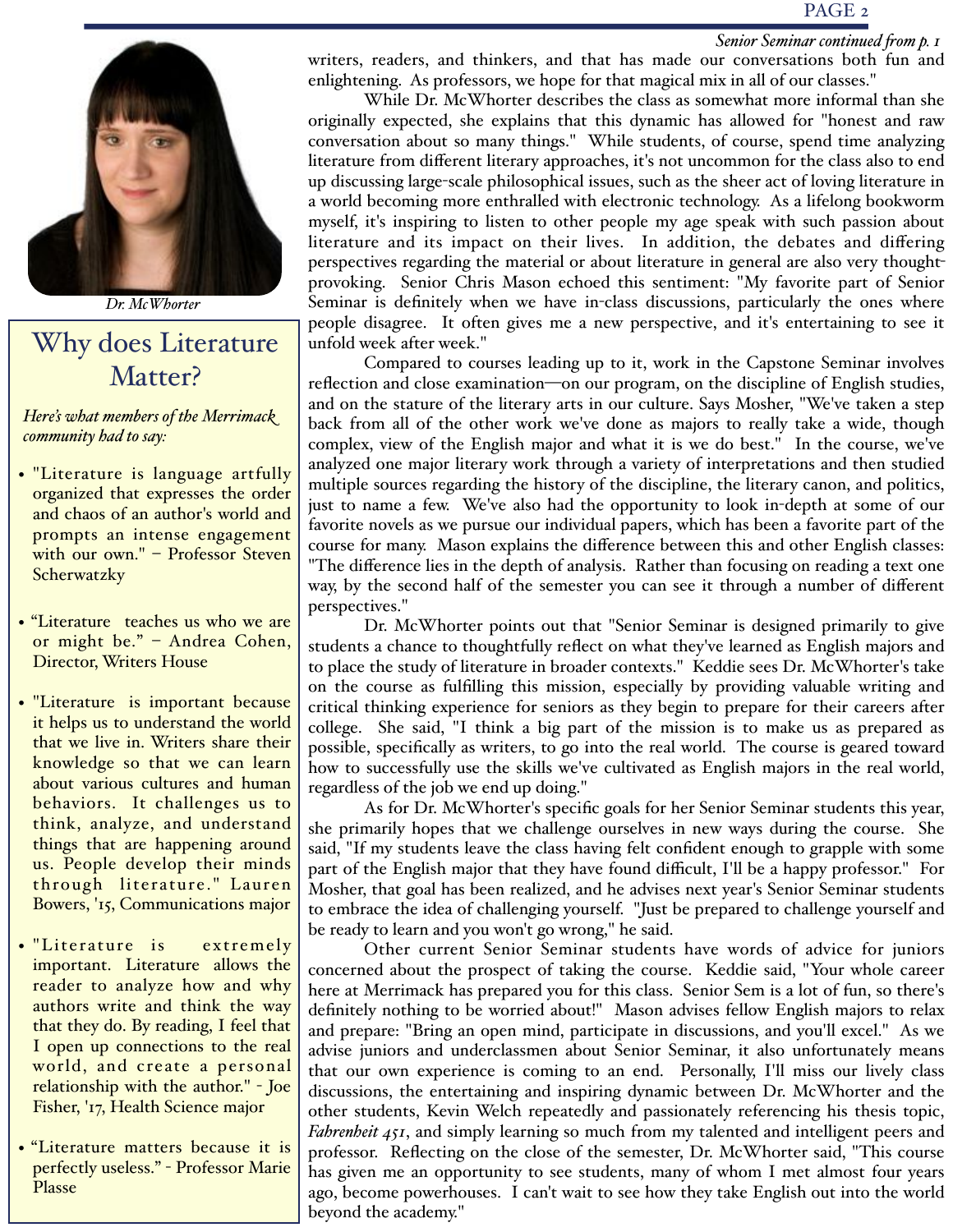*Senior Seminar continued from p. 1*

writers, readers, and thinkers, and that has made our conversations both fun and enlightening. As professors, we hope for that magical mix in all of our classes."

While Dr. McWhorter describes the class as somewhat more informal than she originally expected, she explains that this dynamic has allowed for "honest and raw conversation about so many things." While students, of course, spend time analyzing literature from different literary approaches, it's not uncommon for the class also to end up discussing large-scale philosophical issues, such as the sheer act of loving literature in a world becoming more enthralled with electronic technology. As a lifelong bookworm myself, it's inspiring to listen to other people my age speak with such passion about literature and its impact on their lives. In addition, the debates and differing perspectives regarding the material or about literature in general are also very thought-provoking. Senior Chris Mason echoed this sentiment: "My favorite part of Senior Seminar is definitely when we have in-class discussions, particularly the ones where people disagree. It often gives me a new perspective, and it's entertaining to see it unfold week after week."

Compared to courses leading up to it, work in the Capstone Seminar involves reflection and close examination—on our program, on the discipline of English studies, and on the stature of the literary arts in our culture. Says Mosher, "We've taken a step back from all of the other work we've done as majors to really take a wide, though complex, view of the English major and what it is we do best." In the course, we've analyzed one major literary work through a variety of interpretations and then studied multiple sources regarding the history of the discipline, the literary canon, and politics, just to name a few. We've also had the opportunity to look in-depth at some of our favorite novels as we pursue our individual papers, which has been a favorite part of the course for many. Mason explains the difference between this and other English classes: "The difference lies in the depth of analysis. Rather than focusing on reading a text one way, by the second half of the semester you can see it through a number of different perspectives."

Dr. McWhorter points out that "Senior Seminar is designed primarily to give students a chance to thoughtfully reflect on what they've learned as English majors and to place the study of literature in broader contexts." Keddie sees Dr. McWhorter's take on the course as fulfilling this mission, especially by providing valuable writing and critical thinking experience for seniors as they begin to prepare for their careers after college. She said, "I think a big part of the mission is to make us as prepared as possible, specifically as writers, to go into the real world. The course is geared toward how to successfully use the skills we've cultivated as English majors in the real world, regardless of the job we end up doing."

As for Dr. McWhorter's specific goals for her Senior Seminar students this year, she primarily hopes that we challenge ourselves in new ways during the course. She said, "If my students leave the class having felt confident enough to grapple with some part of the English major that they have found difficult, I'll be a happy professor." For Mosher, that goal has been realized, and he advises next year's Senior Seminar students to embrace the idea of challenging yourself. "Just be prepared to challenge yourself and be ready to learn and you won't go wrong," he said.

Other current Senior Seminar students have words of advice for juniors concerned about the prospect of taking the course. Keddie said, "Your whole career here at Merrimack has prepared you for this class. Senior Sem is a lot of fun, so there's definitely nothing to be worried about!" Mason advises fellow English majors to relax and prepare: "Bring an open mind, participate in discussions, and you'll excel." As we advise juniors and underclassmen about Senior Seminar, it also unfortunately means that our own experience is coming to an end. Personally, I'll miss our lively class discussions, the entertaining and inspiring dynamic between Dr. McWhorter and the other students, Kevin Welch repeatedly and passionately referencing his thesis topic, *Fahrenheit 451*, and simply learning so much from my talented and intelligent peers and professor. Reflecting on the close of the semester, Dr. McWhorter said, "This course has given me an opportunity to see students, many of whom I met almost four years ago, become powerhouses. I can't wait to see how they take English out into the world beyond the academy."

*Dr. McWhorter*

## Why does Literature Matter?

*Here's what members of the Merrimack community had to say:*

- "Literature is language artfully organized that expresses the order and chaos of an author's world and prompts an intense engagement with our own." – Professor Steven Scherwatzky
- "Literature teaches us who we are or might be." – Andrea Cohen, Director, Writers House
- "Literature is important because it helps us to understand the world that we live in. Writers share their knowledge so that we can learn about various cultures and human behaviors. It challenges us to think, analyze, and understand things that are happening around us. People develop their minds through literature." Lauren Bowers, '15, Communications major
- "Literature is extremely important. Literature allows the reader to analyze how and why authors write and think the way that they do. By reading, I feel that I open up connections to the real world, and create a personal relationship with the author." - Joe Fisher, '17, Health Science major
- "Literature matters because it is perfectly useless." - Professor Marie Plasse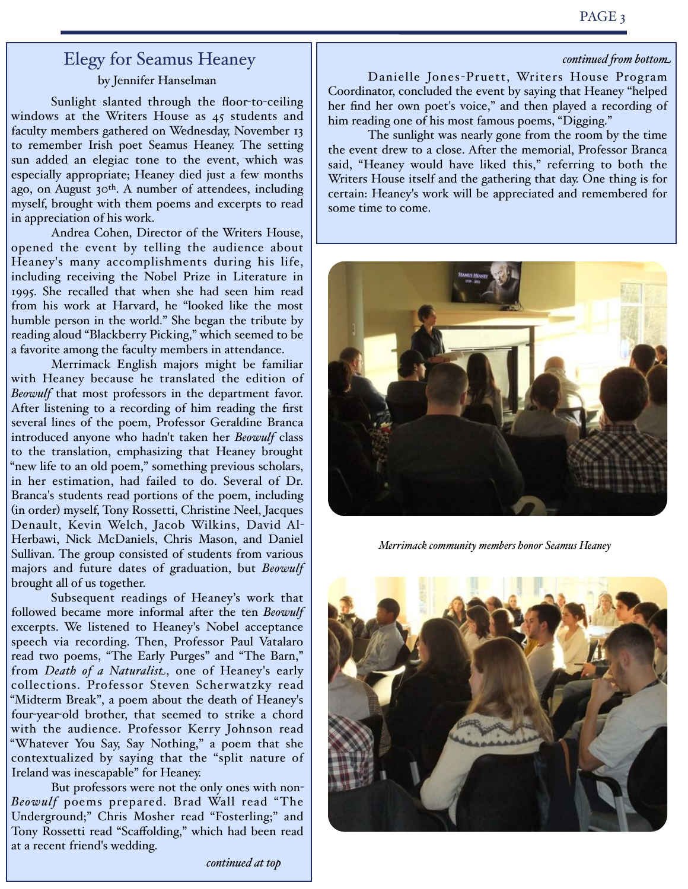## Elegy for Seamus Heaney

by Jennifer Hanselman

Sunlight slanted through the floor-to-ceiling windows at the Writers House as 45 students and faculty members gathered on Wednesday, November 13 to remember Irish poet Seamus Heaney. The setting sun added an elegiac tone to the event, which was especially appropriate; Heaney died just a few months ago, on August 30th. A number of attendees, including myself, brought with them poems and excerpts to read in appreciation of his work.

Andrea Cohen, Director of the Writers House, opened the event by telling the audience about Heaney's many accomplishments during his life, including receiving the Nobel Prize in Literature in 1995. She recalled that when she had seen him read from his work at Harvard, he "looked like the most humble person in the world." She began the tribute by reading aloud "Blackberry Picking," which seemed to be a favorite among the faculty members in attendance.

Merrimack English majors might be familiar with Heaney because he translated the edition of *Beowulf* that most professors in the department favor. After listening to a recording of him reading the first several lines of the poem, Professor Geraldine Branca introduced anyone who hadn't taken her *Beowulf* class to the translation, emphasizing that Heaney brought "new life to an old poem," something previous scholars, in her estimation, had failed to do. Several of Dr. Branca's students read portions of the poem, including (in order) myself, Tony Rossetti, Christine Neel, Jacques Denault, Kevin Welch, Jacob Wilkins, David Al-Herbawi, Nick McDaniels, Chris Mason, and Daniel Sullivan. The group consisted of students from various majors and future dates of graduation, but *Beowulf* brought all of us together.

Subsequent readings of Heaney's work that followed became more informal after the ten *Beowulf* excerpts. We listened to Heaney's Nobel acceptance speech via recording. Then, Professor Paul Vatalaro read two poems, "The Early Purges" and "The Barn," from *Death of a Naturalist*, one of Heaney's early collections. Professor Steven Scherwatzky read "Midterm Break", a poem about the death of Heaney's four-year-old brother, that seemed to strike a chord with the audience. Professor Kerry Johnson read "Whatever You Say, Say Nothing," a poem that she contextualized by saying that the "split nature of Ireland was inescapable" for Heaney.

But professors were not the only ones with non-*Beowulf* poems prepared. Brad Wall read "The Underground;" Chris Mosher read "Fosterling;" and Tony Rossetti read "Scaffolding," which had been read at a recent friend's wedding.

Danielle Jones-Pruett, Writers House Program Coordinator, concluded the event by saying that Heaney "helped her find her own poet's voice," and then played a recording of him reading one of his most famous poems, "Digging."

The sunlight was nearly gone from the room by the time the event drew to a close. After the memorial, Professor Branca said, "Heaney would have liked this," referring to both the Writers House itself and the gathering that day. One thing is for certain: Heaney's work will be appreciated and remembered for some time to come.

*Merrimack community members honor Seamus Heaney*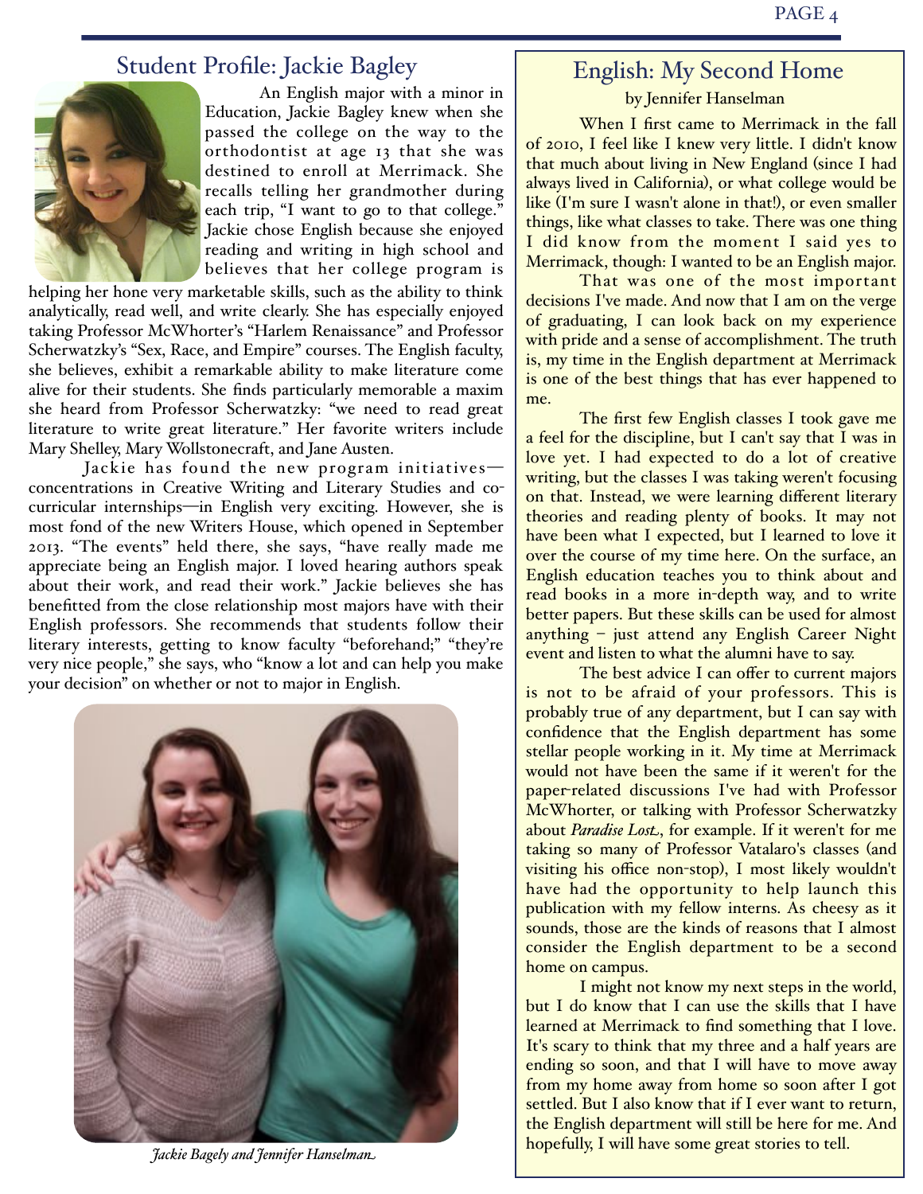## Student Profile: Jackie Bagley

An English major with a minor in Education, Jackie Bagley knew when she passed the college on the way to the orthodontist at age 13 that she was destined to enroll at Merrimack. She recalls telling her grandmother during each trip, "I want to go to that college." Jackie chose English because she enjoyed reading and writing in high school and believes that her college program is helping her hone very marketable skills, such as the ability to think analytically, read well, and write clearly. She has especially enjoyed taking Professor McWhorter's "Harlem Renaissance" and Professor Scherwatzky's "Sex, Race, and Empire" courses. The English faculty, she believes, exhibit a remarkable ability to make literature come alive for their students. She finds particularly memorable a maxim she heard from Professor Scherwatzky: "we need to read great literature to write great literature." Her favorite writers include Mary Shelley, Mary Wollstonecraft, and Jane Austen.

Jackie has found the new program initiatives—concentrations in Creative Writing and Literary Studies and co-curricular internships—in English very exciting. However, she is most fond of the new Writers House, which opened in September 2013. "The events" held there, she says, "have really made me appreciate being an English major. I loved hearing authors speak about their work, and read their work." Jackie believes she has benefitted from the close relationship most majors have with their English professors. She recommends that students follow their literary interests, getting to know faculty "beforehand;" "they're very nice people," she says, who "know a lot and can help you make your decision" on whether or not to major in English.

*Jackie Bagely and Jennifer Hanselman*

## English: My Second Home

by Jennifer Hanselman

When I first came to Merrimack in the fall of 2010, I feel like I knew very little. I didn't know that much about living in New England (since I had always lived in California), or what college would be like (I'm sure I wasn't alone in that!), or even smaller things, like what classes to take. There was one thing I did know from the moment I said yes to Merrimack, though: I wanted to be an English major.

That was one of the most important decisions I've made. And now that I am on the verge of graduating, I can look back on my experience with pride and a sense of accomplishment. The truth is, my time in the English department at Merrimack is one of the best things that has ever happened to me.

The first few English classes I took gave me a feel for the discipline, but I can't say that I was in love yet. I had expected to do a lot of creative writing, but the classes I was taking weren't focusing on that. Instead, we were learning different literary theories and reading plenty of books. It may not have been what I expected, but I learned to love it over the course of my time here. On the surface, an English education teaches you to think about and read books in a more in-depth way, and to write better papers. But these skills can be used for almost anything – just attend any English Career Night event and listen to what the alumni have to say.

The best advice I can offer to current majors is not to be afraid of your professors. This is probably true of any department, but I can say with confidence that the English department has some stellar people working in it. My time at Merrimack would not have been the same if it weren't for the paper-related discussions I've had with Professor McWhorter, or talking with Professor Scherwatzky about *Paradise Lost*, for example. If it weren't for me taking so many of Professor Vatalaro's classes (and visiting his office non-stop), I most likely wouldn't have had the opportunity to help launch this publication with my fellow interns. As cheesy as it sounds, those are the kinds of reasons that I almost consider the English department to be a second home on campus.

I might not know my next steps in the world, but I do know that I can use the skills that I have learned at Merrimack to find something that I love. It's scary to think that my three and a half years are ending so soon, and that I will have to move away from my home away from home so soon after I got settled. But I also know that if I ever want to return, the English department will still be here for me. And hopefully, I will have some great stories to tell.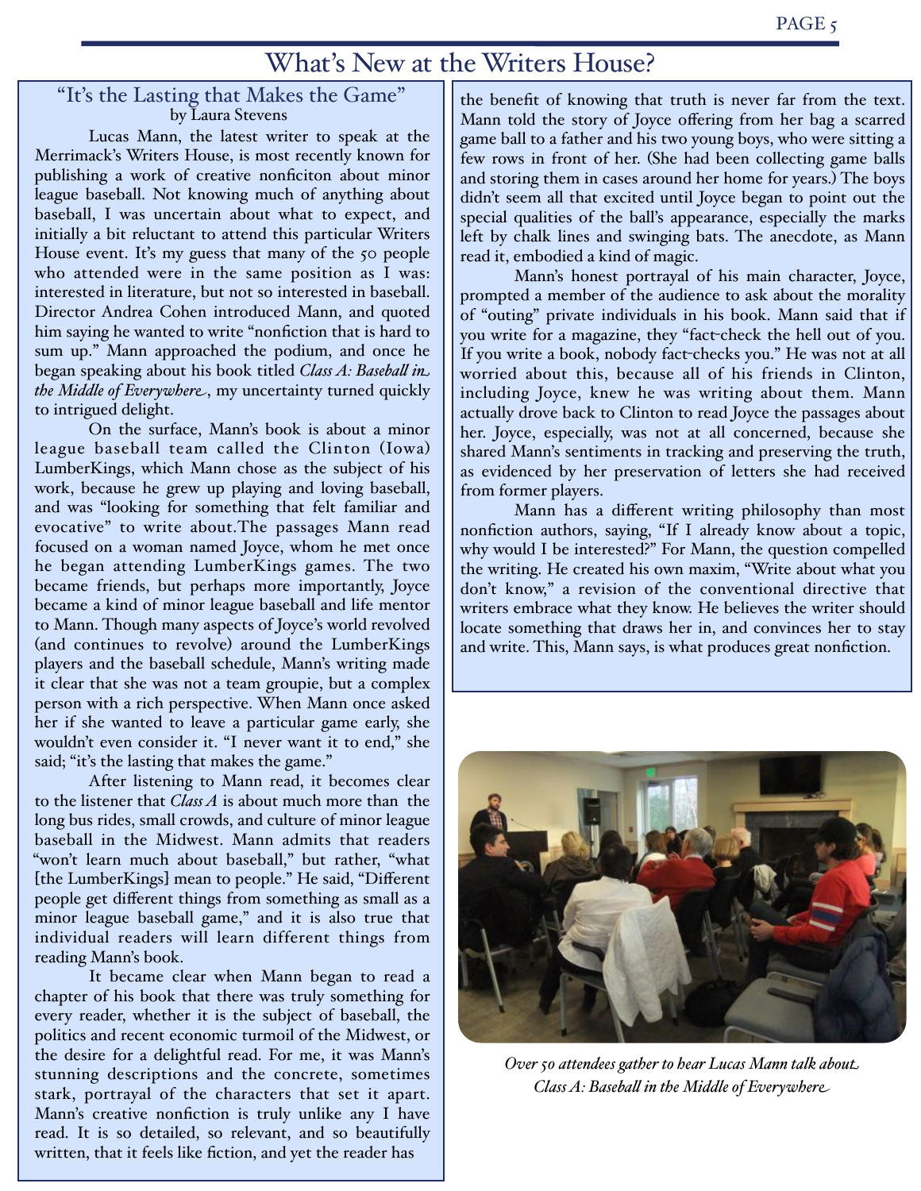# What's New at the Writers House?

## "It's the Lasting that Makes the Game"

by Laura Stevens

Lucas Mann, the latest writer to speak at the Merrimack's Writers House, is most recently known for publishing a work of creative nonficiton about minor league baseball. Not knowing much of anything about baseball, I was uncertain about what to expect, and initially a bit reluctant to attend this particular Writers House event. It's my guess that many of the 50 people who attended were in the same position as I was: interested in literature, but not so interested in baseball. Director Andrea Cohen introduced Mann, and quoted him saying he wanted to write "nonfiction that is hard to sum up." Mann approached the podium, and once he began speaking about his book titled *Class A: Baseball in the Middle of Everywhere*, my uncertainty turned quickly to intrigued delight.

On the surface, Mann's book is about a minor league baseball team called the Clinton (Iowa) LumberKings, which Mann chose as the subject of his work, because he grew up playing and loving baseball, and was "looking for something that felt familiar and evocative" to write about.The passages Mann read focused on a woman named Joyce, whom he met once he began attending LumberKings games. The two became friends, but perhaps more importantly, Joyce became a kind of minor league baseball and life mentor to Mann. Though many aspects of Joyce's world revolved (and continues to revolve) around the LumberKings players and the baseball schedule, Mann's writing made it clear that she was not a team groupie, but a complex person with a rich perspective. When Mann once asked her if she wanted to leave a particular game early, she wouldn't even consider it. "I never want it to end," she said; "it's the lasting that makes the game."

After listening to Mann read, it becomes clear to the listener that *Class A* is about much more than the long bus rides, small crowds, and culture of minor league baseball in the Midwest. Mann admits that readers "won't learn much about baseball," but rather, "what [the LumberKings] mean to people." He said, "Different people get different things from something as small as a minor league baseball game," and it is also true that individual readers will learn different things from reading Mann's book.

It became clear when Mann began to read a chapter of his book that there was truly something for every reader, whether it is the subject of baseball, the politics and recent economic turmoil of the Midwest, or the desire for a delightful read. For me, it was Mann's stunning descriptions and the concrete, sometimes stark, portrayal of the characters that set it apart. Mann's creative nonfiction is truly unlike any I have read. It is so detailed, so relevant, and so beautifully written, that it feels like fiction, and yet the reader has the benefit of knowing that truth is never far from the text. Mann told the story of Joyce offering from her bag a scarred game ball to a father and his two young boys, who were sitting a few rows in front of her. (She had been collecting game balls and storing them in cases around her home for years.) The boys didn't seem all that excited until Joyce began to point out the special qualities of the ball's appearance, especially the marks left by chalk lines and swinging bats. The anecdote, as Mann read it, embodied a kind of magic.

Mann's honest portrayal of his main character, Joyce, prompted a member of the audience to ask about the morality of "outing" private individuals in his book. Mann said that if you write for a magazine, they "fact-check the hell out of you. If you write a book, nobody fact-checks you." He was not at all worried about this, because all of his friends in Clinton, including Joyce, knew he was writing about them. Mann actually drove back to Clinton to read Joyce the passages about her. Joyce, especially, was not at all concerned, because she shared Mann's sentiments in tracking and preserving the truth, as evidenced by her preservation of letters she had received from former players.

Mann has a different writing philosophy than most nonfiction authors, saying, "If I already know about a topic, why would I be interested?" For Mann, the question compelled the writing. He created his own maxim, "Write about what you don't know," a revision of the conventional directive that writers embrace what they know. He believes the writer should locate something that draws her in, and convinces her to stay and write. This, Mann says, is what produces great nonfiction.

*Over 50 attendees gather to hear Lucas Mann talk about Class A: Baseball in the Middle of Everywhere*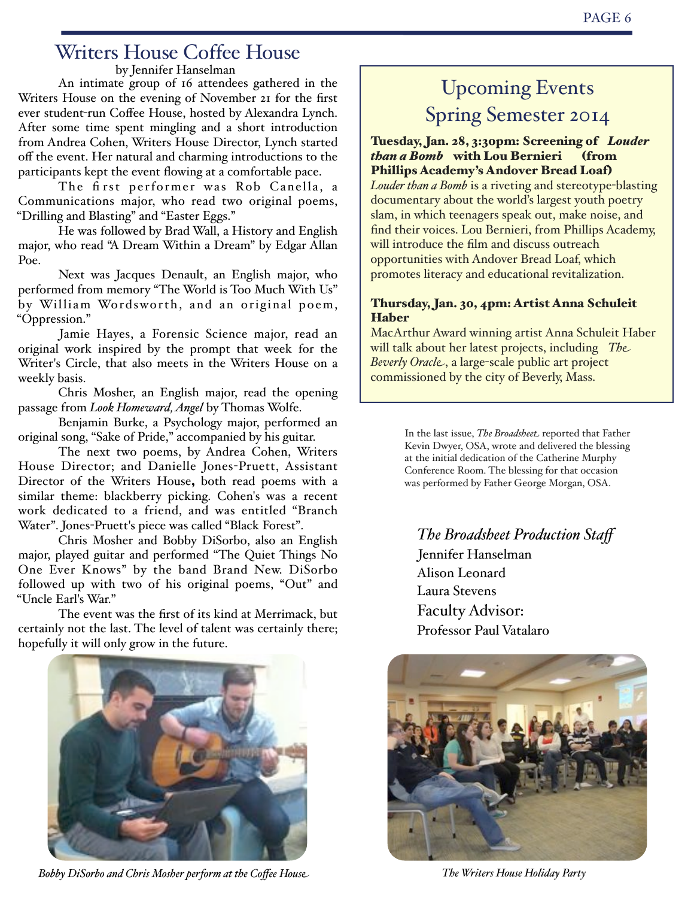## Writers House Coffee House

by Jennifer Hanselman

An intimate group of 16 attendees gathered in the Writers House on the evening of November 21 for the first ever student-run Coffee House, hosted by Alexandra Lynch. After some time spent mingling and a short introduction from Andrea Cohen, Writers House Director, Lynch started off the event. Her natural and charming introductions to the participants kept the event flowing at a comfortable pace.

The first performer was Rob Canella, a Communications major, who read two original poems, "Drilling and Blasting" and "Easter Eggs."

He was followed by Brad Wall, a History and English major, who read "A Dream Within a Dream" by Edgar Allan Poe.

Next was Jacques Denault, an English major, who performed from memory "The World is Too Much With Us" by William Wordsworth, and an original poem, "Oppression."

Jamie Hayes, a Forensic Science major, read an original work inspired by the prompt that week for the Writer's Circle, that also meets in the Writers House on a weekly basis.

Chris Mosher, an English major, read the opening passage from *Look Homeward, Angel* by Thomas Wolfe.

Benjamin Burke, a Psychology major, performed an original song, "Sake of Pride," accompanied by his guitar.

The next two poems, by Andrea Cohen, Writers House Director; and Danielle Jones-Pruett, Assistant Director of the Writers House, both read poems with a similar theme: blackberry picking. Cohen's was a recent work dedicated to a friend, and was entitled "Branch Water". Jones-Pruett's piece was called "Black Forest".

Chris Mosher and Bobby DiSorbo, also an English major, played guitar and performed "The Quiet Things No One Ever Knows" by the band Brand New. DiSorbo followed up with two of his original poems, "Out" and "Uncle Earl's War."

The event was the first of its kind at Merrimack, but certainly not the last. The level of talent was certainly there; hopefully it will only grow in the future.

*Bobby DiSorbo and Chris Mosher perform at the Coffee House*

## Upcoming Events Spring Semester 2014

**Tuesday, Jan. 28, 3:30pm: Screening of *Louder than a Bomb* with Lou Bernieri (from Phillips Academy's Andover Bread Loaf)**

*Louder than a Bomb* is a riveting and stereotype-blasting documentary about the world's largest youth poetry slam, in which teenagers speak out, make noise, and find their voices. Lou Bernieri, from Phillips Academy, will introduce the film and discuss outreach opportunities with Andover Bread Loaf, which promotes literacy and educational revitalization.

**Thursday, Jan. 30, 4pm: Artist Anna Schuleit Haber**

MacArthur Award winning artist Anna Schuleit Haber will talk about her latest projects, including *The Beverly Oracle*, a large-scale public art project commissioned by the city of Beverly, Mass.

In the last issue, *The Broadsheet* reported that Father Kevin Dwyer, OSA, wrote and delivered the blessing at the initial dedication of the Catherine Murphy Conference Room. The blessing for that occasion was performed by Father George Morgan, OSA.

*The Broadsheet Production Staff*

Jennifer Hanselman

Alison Leonard

Laura Stevens

Faculty Advisor:

Professor Paul Vatalaro

*The Writers House Holiday Party*